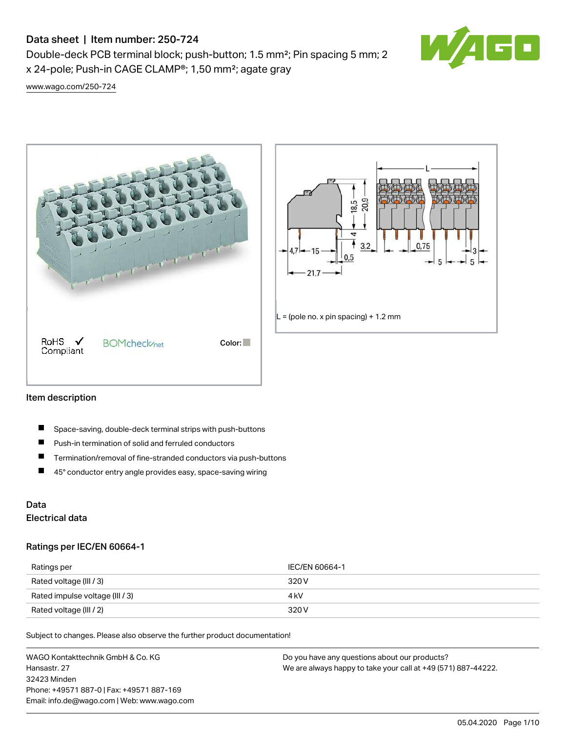# Data sheet | Item number: 250-724

Double-deck PCB terminal block; push-button; 1.5 mm²; Pin spacing 5 mm; 2 x 24-pole; Push-in CAGE CLAMP®; 1,50 mm²; agate gray

www.wago.com/250-724

RoHS ✓ Compliant    BOMcheck.net    Color:

L = (pole no. x pin spacing) + 1.2 mm

## Item description

- Space-saving, double-deck terminal strips with push-buttons
- Push-in termination of solid and ferruled conductors
- Termination/removal of fine-stranded conductors via push-buttons
- 45° conductor entry angle provides easy, space-saving wiring

## Data

### Electrical data

#### Ratings per IEC/EN 60664-1

| Ratings per | IEC/EN 60664-1 |
|---|---|
| Rated voltage (III / 3) | 320 V |
| Rated impulse voltage (III / 3) | 4 kV |
| Rated voltage (III / 2) | 320 V |

Subject to changes. Please also observe the further product documentation!

WAGO Kontakttechnik GmbH & Co. KG
Hansastr. 27
32423 Minden
Phone: +49571 887-0 | Fax: +49571 887-169
Email: info.de@wago.com | Web: www.wago.com

Do you have any questions about our products?
We are always happy to take your call at +49 (571) 887-44222.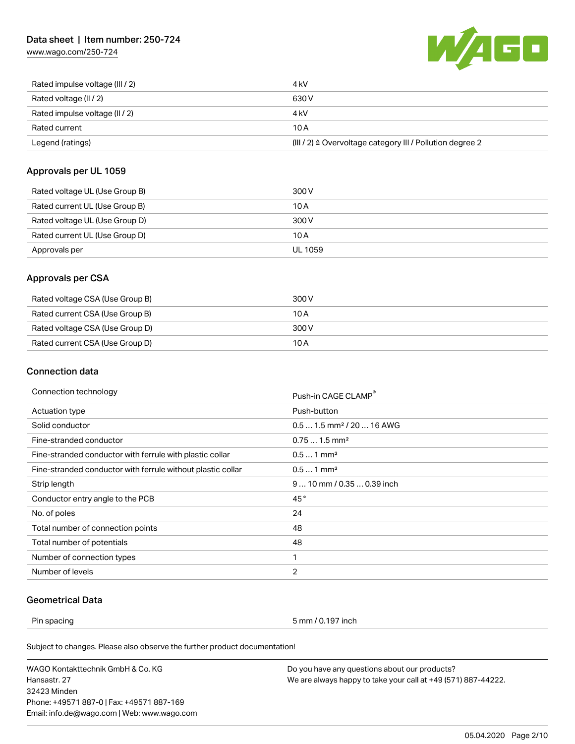| | |
|---|---|
| Rated impulse voltage (III / 2) | 4 kV |
| Rated voltage (II / 2) | 630 V |
| Rated impulse voltage (II / 2) | 4 kV |
| Rated current | 10 A |
| Legend (ratings) | (III / 2) ≙ Overvoltage category III / Pollution degree 2 |

## Approvals per UL 1059

| | |
|---|---|
| Rated voltage UL (Use Group B) | 300 V |
| Rated current UL (Use Group B) | 10 A |
| Rated voltage UL (Use Group D) | 300 V |
| Rated current UL (Use Group D) | 10 A |
| Approvals per | UL 1059 |

## Approvals per CSA

| | |
|---|---|
| Rated voltage CSA (Use Group B) | 300 V |
| Rated current CSA (Use Group B) | 10 A |
| Rated voltage CSA (Use Group D) | 300 V |
| Rated current CSA (Use Group D) | 10 A |

## Connection data

| | |
|---|---|
| Connection technology | Push-in CAGE CLAMP® |
| Actuation type | Push-button |
| Solid conductor | 0.5 … 1.5 mm² / 20 … 16 AWG |
| Fine-stranded conductor | 0.75 … 1.5 mm² |
| Fine-stranded conductor with ferrule with plastic collar | 0.5 … 1 mm² |
| Fine-stranded conductor with ferrule without plastic collar | 0.5 … 1 mm² |
| Strip length | 9 … 10 mm / 0.35 … 0.39 inch |
| Conductor entry angle to the PCB | 45 ° |
| No. of poles | 24 |
| Total number of connection points | 48 |
| Total number of potentials | 48 |
| Number of connection types | 1 |
| Number of levels | 2 |

## Geometrical Data

| | |
|---|---|
| Pin spacing | 5 mm / 0.197 inch |

Subject to changes. Please also observe the further product documentation!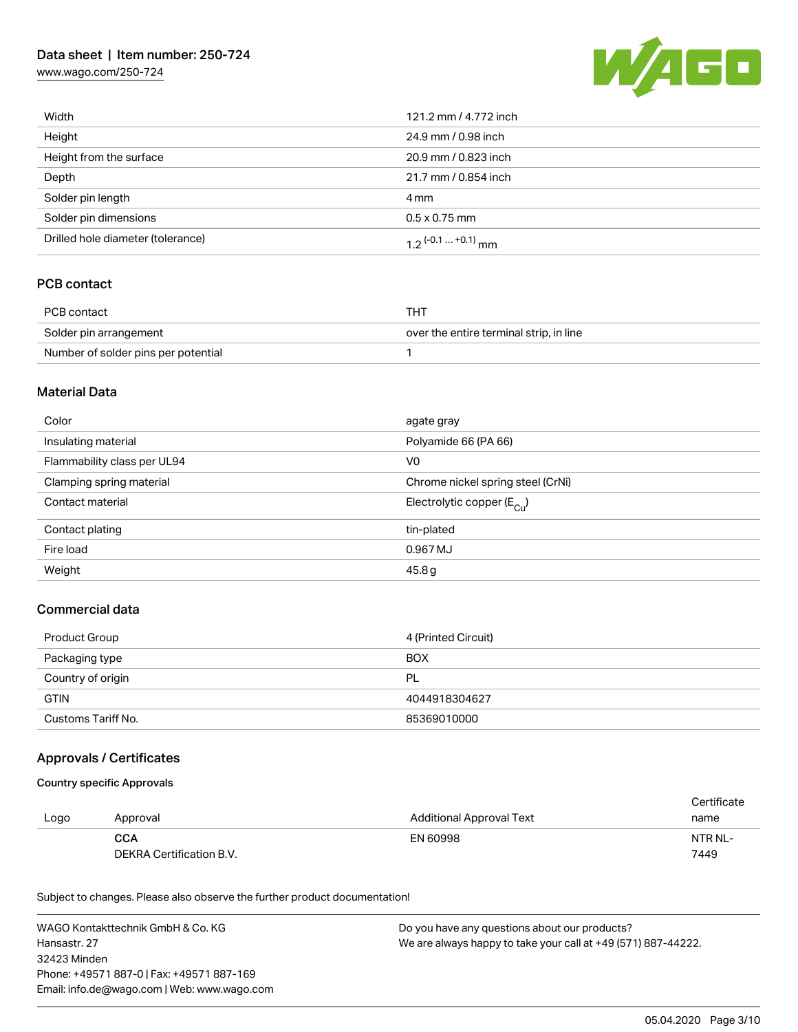| | |
|---|---|
| Width | 121.2 mm / 4.772 inch |
| Height | 24.9 mm / 0.98 inch |
| Height from the surface | 20.9 mm / 0.823 inch |
| Depth | 21.7 mm / 0.854 inch |
| Solder pin length | 4 mm |
| Solder pin dimensions | 0.5 x 0.75 mm |
| Drilled hole diameter (tolerance) | $1.2^{(-0.1 \ldots +0.1)}$ mm |

## PCB contact

| | |
|---|---|
| PCB contact | THT |
| Solder pin arrangement | over the entire terminal strip, in line |
| Number of solder pins per potential | 1 |

## Material Data

| | |
|---|---|
| Color | agate gray |
| Insulating material | Polyamide 66 (PA 66) |
| Flammability class per UL94 | V0 |
| Clamping spring material | Chrome nickel spring steel (CrNi) |
| Contact material | Electrolytic copper ($E_{Cu}$) |
| Contact plating | tin-plated |
| Fire load | 0.967 MJ |
| Weight | 45.8 g |

## Commercial data

| | |
|---|---|
| Product Group | 4 (Printed Circuit) |
| Packaging type | BOX |
| Country of origin | PL |
| GTIN | 4044918304627 |
| Customs Tariff No. | 85369010000 |

## Approvals / Certificates

### Country specific Approvals

| Logo | Approval | Additional Approval Text | Certificate name |
|---|---|---|---|
| | **CCA**<br>DEKRA Certification B.V. | EN 60998 | NTR NL-7449 |

Subject to changes. Please also observe the further product documentation!

WAGO Kontakttechnik GmbH & Co. KG
Hansastr. 27
32423 Minden
Phone: +49571 887-0 | Fax: +49571 887-169
Email: info.de@wago.com | Web: www.wago.com

Do you have any questions about our products?
We are always happy to take your call at +49 (571) 887-44222.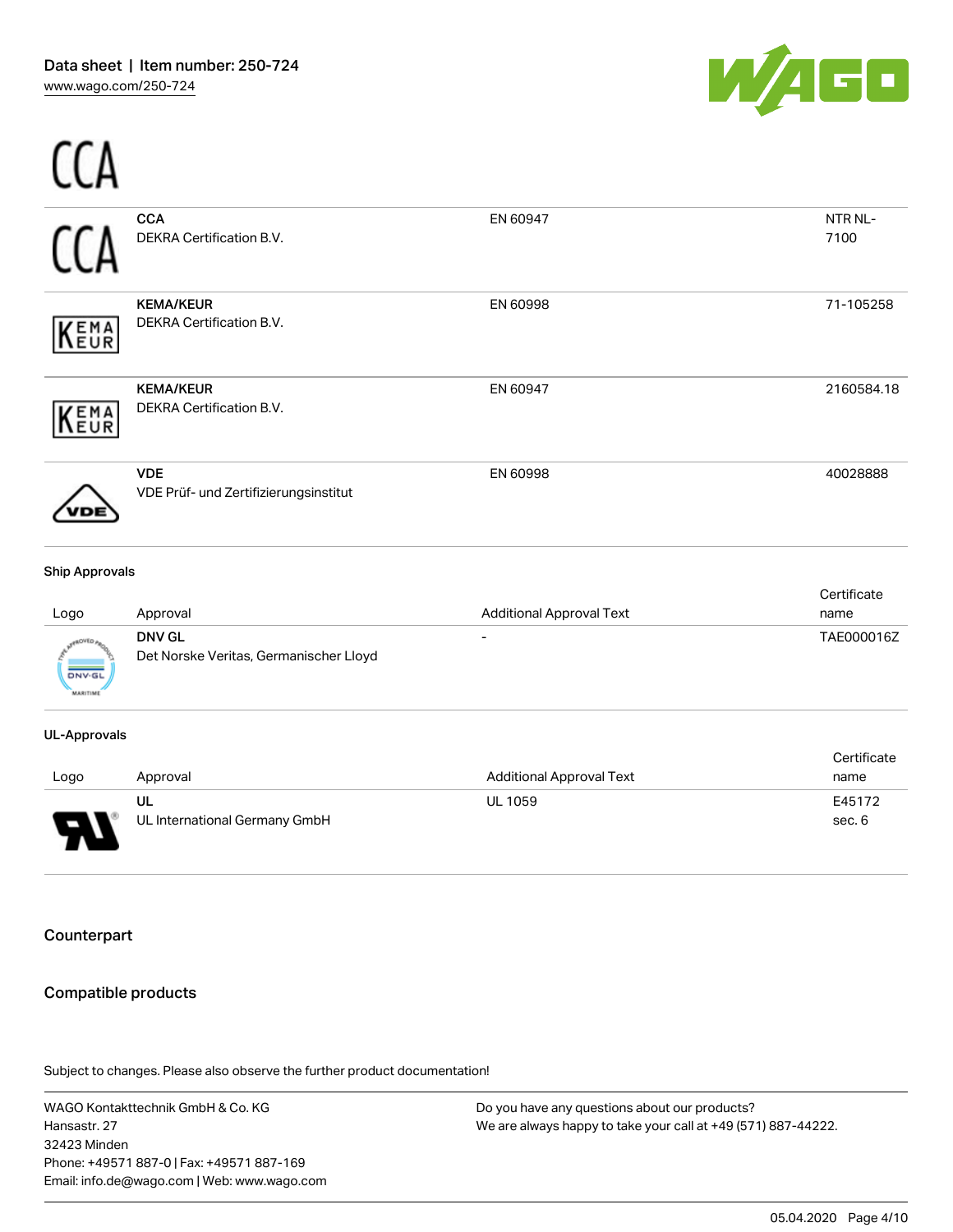CCA

| Logo | Approval | Additional Approval Text | Certificate name |
| --- | --- | --- | --- |
| CCA | **CCA**<br>DEKRA Certification B.V. | EN 60947 | NTR NL-7100 |
| KEMA EUR | **KEMA/KEUR**<br>DEKRA Certification B.V. | EN 60998 | 71-105258 |
| KEMA EUR | **KEMA/KEUR**<br>DEKRA Certification B.V. | EN 60947 | 2160584.18 |
| VDE | **VDE**<br>VDE Prüf- und Zertifizierungsinstitut | EN 60998 | 40028888 |

**Ship Approvals**

| Logo | Approval | Additional Approval Text | Certificate name |
| --- | --- | --- | --- |
| | **DNV GL**<br>Det Norske Veritas, Germanischer Lloyd | - | TAE000016Z |

**UL-Approvals**

| Logo | Approval | Additional Approval Text | Certificate name |
| --- | --- | --- | --- |
| | **UL**<br>UL International Germany GmbH | UL 1059 | E45172 sec. 6 |

## Counterpart

## Compatible products

Subject to changes. Please also observe the further product documentation!

WAGO Kontakttechnik GmbH & Co. KG
Hansastr. 27
32423 Minden
Phone: +49571 887-0 | Fax: +49571 887-169
Email: info.de@wago.com | Web: www.wago.com

Do you have any questions about our products?
We are always happy to take your call at +49 (571) 887-44222.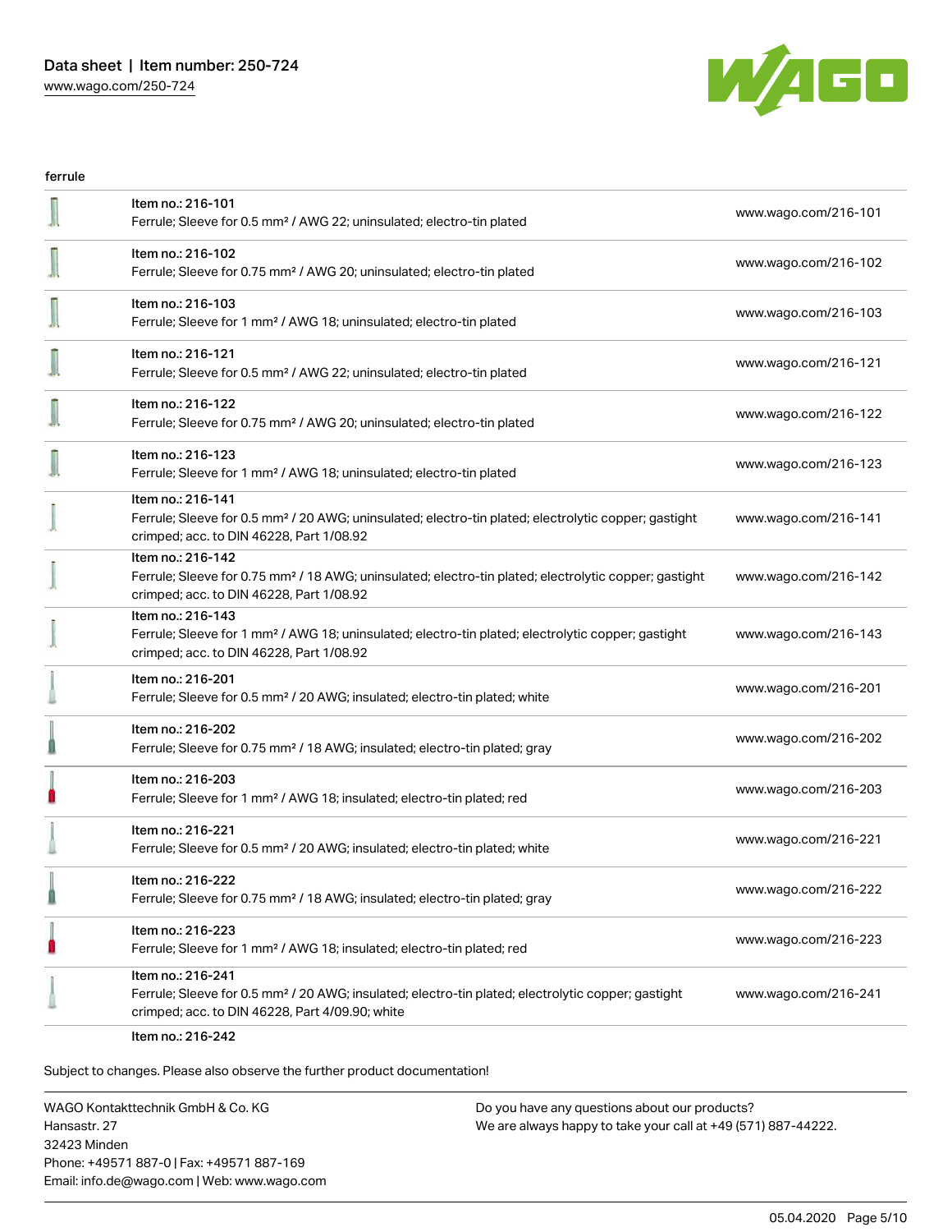ferrule

| | | |
|---|---|---|
| | Item no.: 216-101<br>Ferrule; Sleeve for 0.5 mm² / AWG 22; uninsulated; electro-tin plated | www.wago.com/216-101 |
| | Item no.: 216-102<br>Ferrule; Sleeve for 0.75 mm² / AWG 20; uninsulated; electro-tin plated | www.wago.com/216-102 |
| | Item no.: 216-103<br>Ferrule; Sleeve for 1 mm² / AWG 18; uninsulated; electro-tin plated | www.wago.com/216-103 |
| | Item no.: 216-121<br>Ferrule; Sleeve for 0.5 mm² / AWG 22; uninsulated; electro-tin plated | www.wago.com/216-121 |
| | Item no.: 216-122<br>Ferrule; Sleeve for 0.75 mm² / AWG 20; uninsulated; electro-tin plated | www.wago.com/216-122 |
| | Item no.: 216-123<br>Ferrule; Sleeve for 1 mm² / AWG 18; uninsulated; electro-tin plated | www.wago.com/216-123 |
| | Item no.: 216-141<br>Ferrule; Sleeve for 0.5 mm² / 20 AWG; uninsulated; electro-tin plated; electrolytic copper; gastight crimped; acc. to DIN 46228, Part 1/08.92 | www.wago.com/216-141 |
| | Item no.: 216-142<br>Ferrule; Sleeve for 0.75 mm² / 18 AWG; uninsulated; electro-tin plated; electrolytic copper; gastight crimped; acc. to DIN 46228, Part 1/08.92 | www.wago.com/216-142 |
| | Item no.: 216-143<br>Ferrule; Sleeve for 1 mm² / AWG 18; uninsulated; electro-tin plated; electrolytic copper; gastight crimped; acc. to DIN 46228, Part 1/08.92 | www.wago.com/216-143 |
| | Item no.: 216-201<br>Ferrule; Sleeve for 0.5 mm² / 20 AWG; insulated; electro-tin plated; white | www.wago.com/216-201 |
| | Item no.: 216-202<br>Ferrule; Sleeve for 0.75 mm² / 18 AWG; insulated; electro-tin plated; gray | www.wago.com/216-202 |
| | Item no.: 216-203<br>Ferrule; Sleeve for 1 mm² / AWG 18; insulated; electro-tin plated; red | www.wago.com/216-203 |
| | Item no.: 216-221<br>Ferrule; Sleeve for 0.5 mm² / 20 AWG; insulated; electro-tin plated; white | www.wago.com/216-221 |
| | Item no.: 216-222<br>Ferrule; Sleeve for 0.75 mm² / 18 AWG; insulated; electro-tin plated; gray | www.wago.com/216-222 |
| | Item no.: 216-223<br>Ferrule; Sleeve for 1 mm² / AWG 18; insulated; electro-tin plated; red | www.wago.com/216-223 |
| | Item no.: 216-241<br>Ferrule; Sleeve for 0.5 mm² / 20 AWG; insulated; electro-tin plated; electrolytic copper; gastight crimped; acc. to DIN 46228, Part 4/09.90; white | www.wago.com/216-241 |
| | Item no.: 216-242 | |

Subject to changes. Please also observe the further product documentation!

WAGO Kontakttechnik GmbH & Co. KG
Hansastr. 27
32423 Minden
Phone: +49571 887-0 | Fax: +49571 887-169
Email: info.de@wago.com | Web: www.wago.com

Do you have any questions about our products?
We are always happy to take your call at +49 (571) 887-44222.

05.04.2020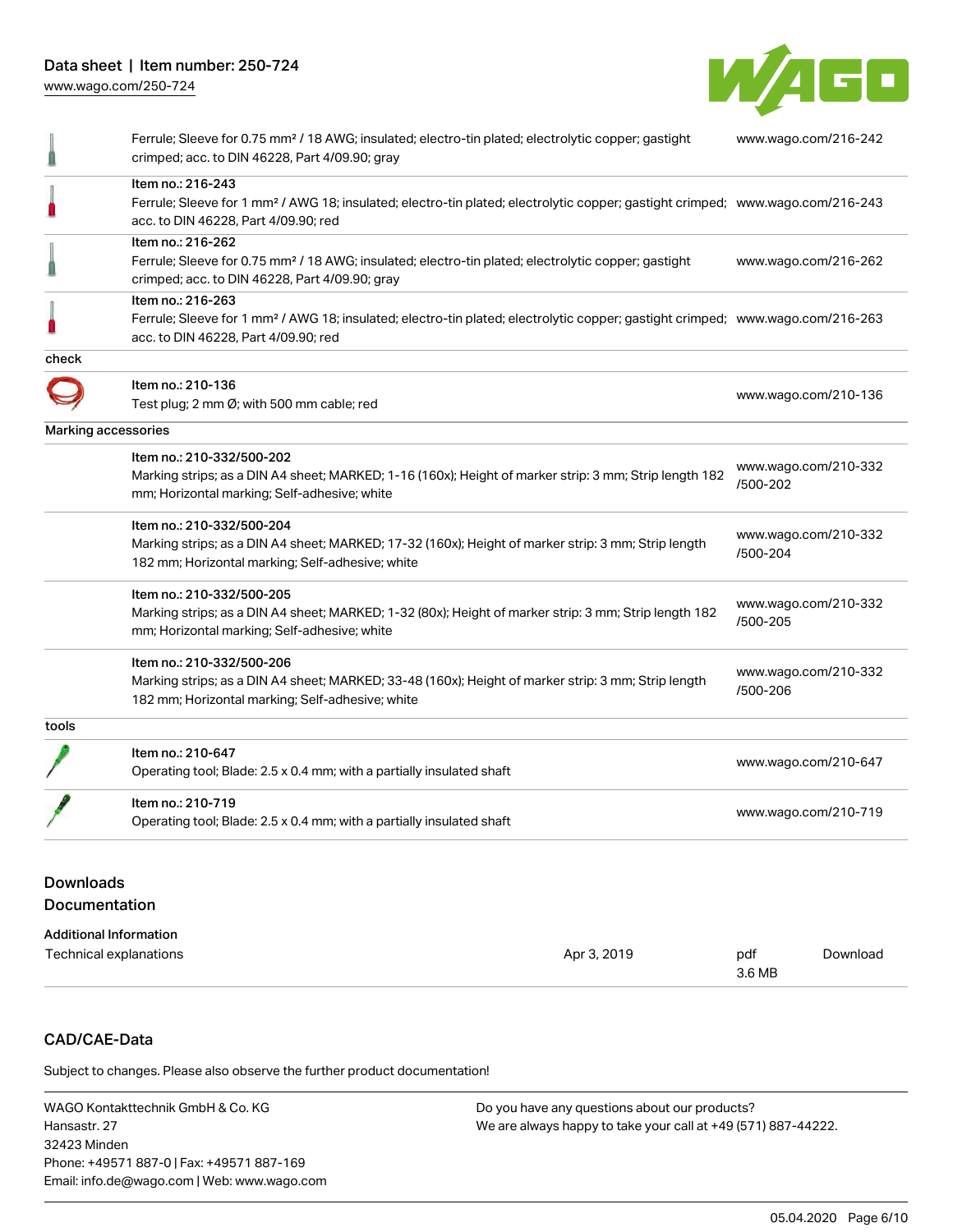| | | |
|---|---|---|
| | Ferrule; Sleeve for 0.75 mm² / 18 AWG; insulated; electro-tin plated; electrolytic copper; gastight crimped; acc. to DIN 46228, Part 4/09.90; gray | www.wago.com/216-242 |
| | Item no.: 216-243<br>Ferrule; Sleeve for 1 mm² / AWG 18; insulated; electro-tin plated; electrolytic copper; gastight crimped; acc. to DIN 46228, Part 4/09.90; red | www.wago.com/216-243 |
| | Item no.: 216-262<br>Ferrule; Sleeve for 0.75 mm² / 18 AWG; insulated; electro-tin plated; electrolytic copper; gastight crimped; acc. to DIN 46228, Part 4/09.90; gray | www.wago.com/216-262 |
| | Item no.: 216-263<br>Ferrule; Sleeve for 1 mm² / AWG 18; insulated; electro-tin plated; electrolytic copper; gastight crimped; acc. to DIN 46228, Part 4/09.90; red | www.wago.com/216-263 |
| check | | |
| | Item no.: 210-136<br>Test plug; 2 mm Ø; with 500 mm cable; red | www.wago.com/210-136 |
| Marking accessories | | |
| | Item no.: 210-332/500-202<br>Marking strips; as a DIN A4 sheet; MARKED; 1-16 (160x); Height of marker strip: 3 mm; Strip length 182 mm; Horizontal marking; Self-adhesive; white | www.wago.com/210-332/500-202 |
| | Item no.: 210-332/500-204<br>Marking strips; as a DIN A4 sheet; MARKED; 17-32 (160x); Height of marker strip: 3 mm; Strip length 182 mm; Horizontal marking; Self-adhesive; white | www.wago.com/210-332/500-204 |
| | Item no.: 210-332/500-205<br>Marking strips; as a DIN A4 sheet; MARKED; 1-32 (80x); Height of marker strip: 3 mm; Strip length 182 mm; Horizontal marking; Self-adhesive; white | www.wago.com/210-332/500-205 |
| | Item no.: 210-332/500-206<br>Marking strips; as a DIN A4 sheet; MARKED; 33-48 (160x); Height of marker strip: 3 mm; Strip length 182 mm; Horizontal marking; Self-adhesive; white | www.wago.com/210-332/500-206 |
| tools | | |
| | Item no.: 210-647<br>Operating tool; Blade: 2.5 x 0.4 mm; with a partially insulated shaft | www.wago.com/210-647 |
| | Item no.: 210-719<br>Operating tool; Blade: 2.5 x 0.4 mm; with a partially insulated shaft | www.wago.com/210-719 |

## Downloads

## Documentation

**Additional Information**

| | | | |
|---|---|---|---|
| Technical explanations | Apr 3, 2019 | pdf<br>3.6 MB | Download |

## CAD/CAE-Data

Subject to changes. Please also observe the further product documentation!

WAGO Kontakttechnik GmbH & Co. KG
Hansastr. 27
32423 Minden
Phone: +49571 887-0 | Fax: +49571 887-169
Email: info.de@wago.com | Web: www.wago.com

Do you have any questions about our products?
We are always happy to take your call at +49 (571) 887-44222.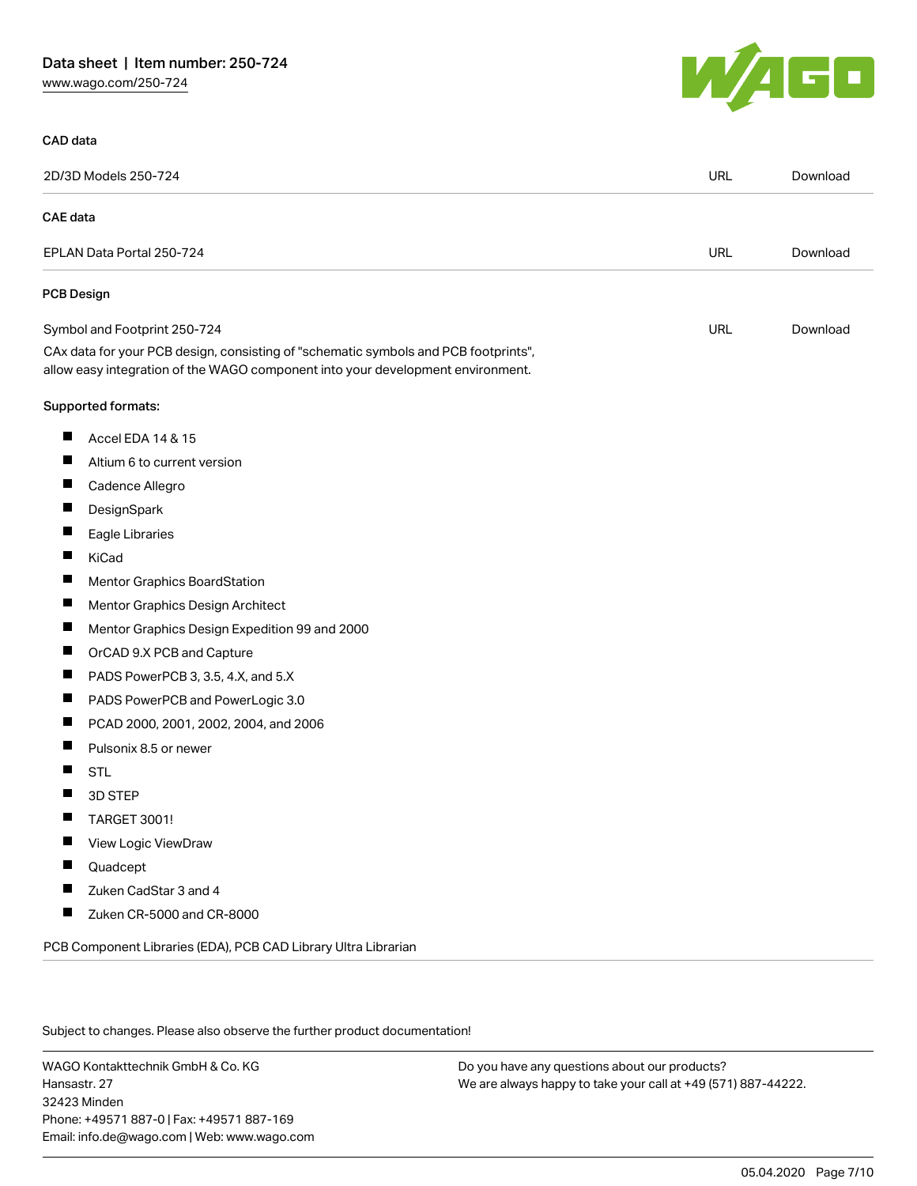## CAD data

| 2D/3D Models 250-724 | URL | Download |
|---|---|---|

## CAE data

| EPLAN Data Portal 250-724 | URL | Download |
|---|---|---|

## PCB Design

| Symbol and Footprint 250-724 | URL | Download |
|---|---|---|

CAx data for your PCB design, consisting of "schematic symbols and PCB footprints", allow easy integration of the WAGO component into your development environment.

Supported formats:

- Accel EDA 14 & 15
- Altium 6 to current version
- Cadence Allegro
- DesignSpark
- Eagle Libraries
- KiCad
- Mentor Graphics BoardStation
- Mentor Graphics Design Architect
- Mentor Graphics Design Expedition 99 and 2000
- OrCAD 9.X PCB and Capture
- PADS PowerPCB 3, 3.5, 4.X, and 5.X
- PADS PowerPCB and PowerLogic 3.0
- PCAD 2000, 2001, 2002, 2004, and 2006
- Pulsonix 8.5 or newer
- STL
- 3D STEP
- TARGET 3001!
- View Logic ViewDraw
- Quadcept
- Zuken CadStar 3 and 4
- Zuken CR-5000 and CR-8000

PCB Component Libraries (EDA), PCB CAD Library Ultra Librarian

Subject to changes. Please also observe the further product documentation!

WAGO Kontakttechnik GmbH & Co. KG
Hansastr. 27
32423 Minden
Phone: +49571 887-0 | Fax: +49571 887-169
Email: info.de@wago.com | Web: www.wago.com

Do you have any questions about our products?
We are always happy to take your call at +49 (571) 887-44222.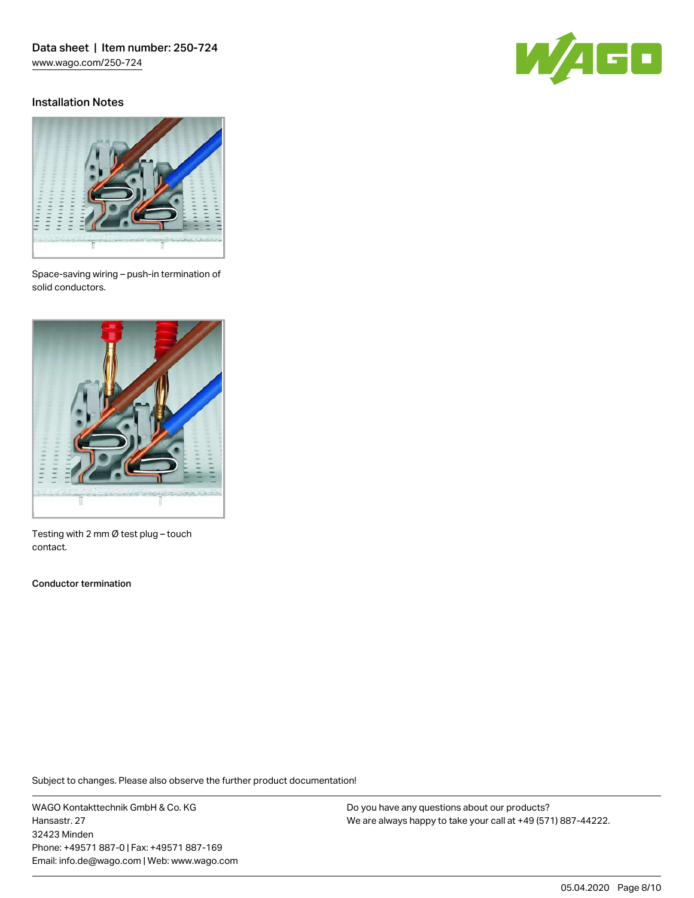## Installation Notes

Space-saving wiring – push-in termination of solid conductors.

Testing with 2 mm Ø test plug – touch contact.

**Conductor termination**

Subject to changes. Please also observe the further product documentation!

WAGO Kontakttechnik GmbH & Co. KG
Hansastr. 27
32423 Minden
Phone: +49571 887-0 | Fax: +49571 887-169
Email: info.de@wago.com | Web: www.wago.com

Do you have any questions about our products?
We are always happy to take your call at +49 (571) 887-44222.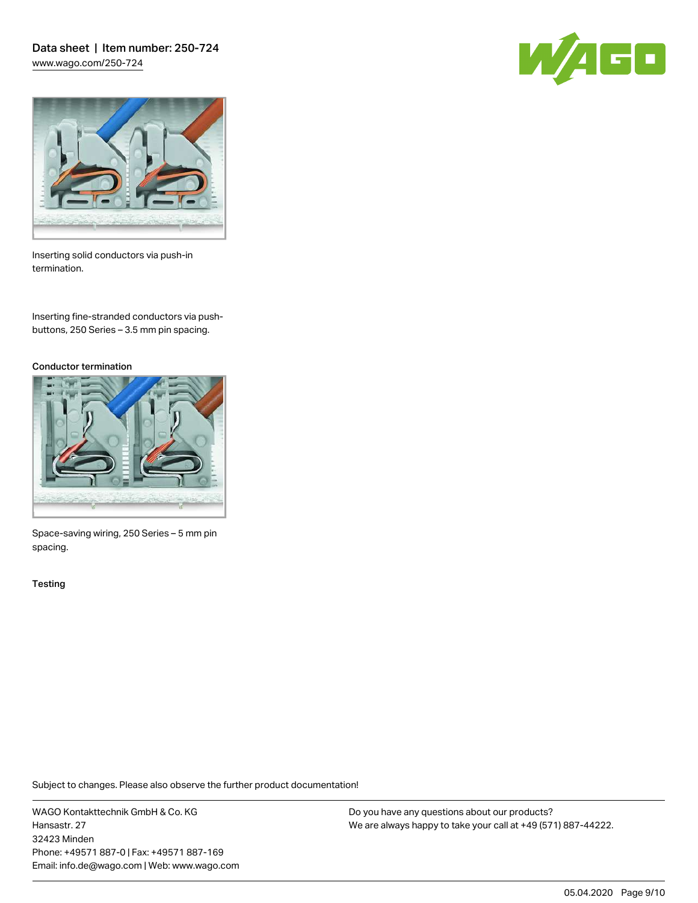Inserting solid conductors via push-in termination.

Inserting fine-stranded conductors via push-buttons, 250 Series – 3.5 mm pin spacing.

### Conductor termination

Space-saving wiring, 250 Series – 5 mm pin spacing.

### Testing

Subject to changes. Please also observe the further product documentation!

WAGO Kontakttechnik GmbH & Co. KG
Hansastr. 27
32423 Minden
Phone: +49571 887-0 | Fax: +49571 887-169
Email: info.de@wago.com | Web: www.wago.com

Do you have any questions about our products?
We are always happy to take your call at +49 (571) 887-44222.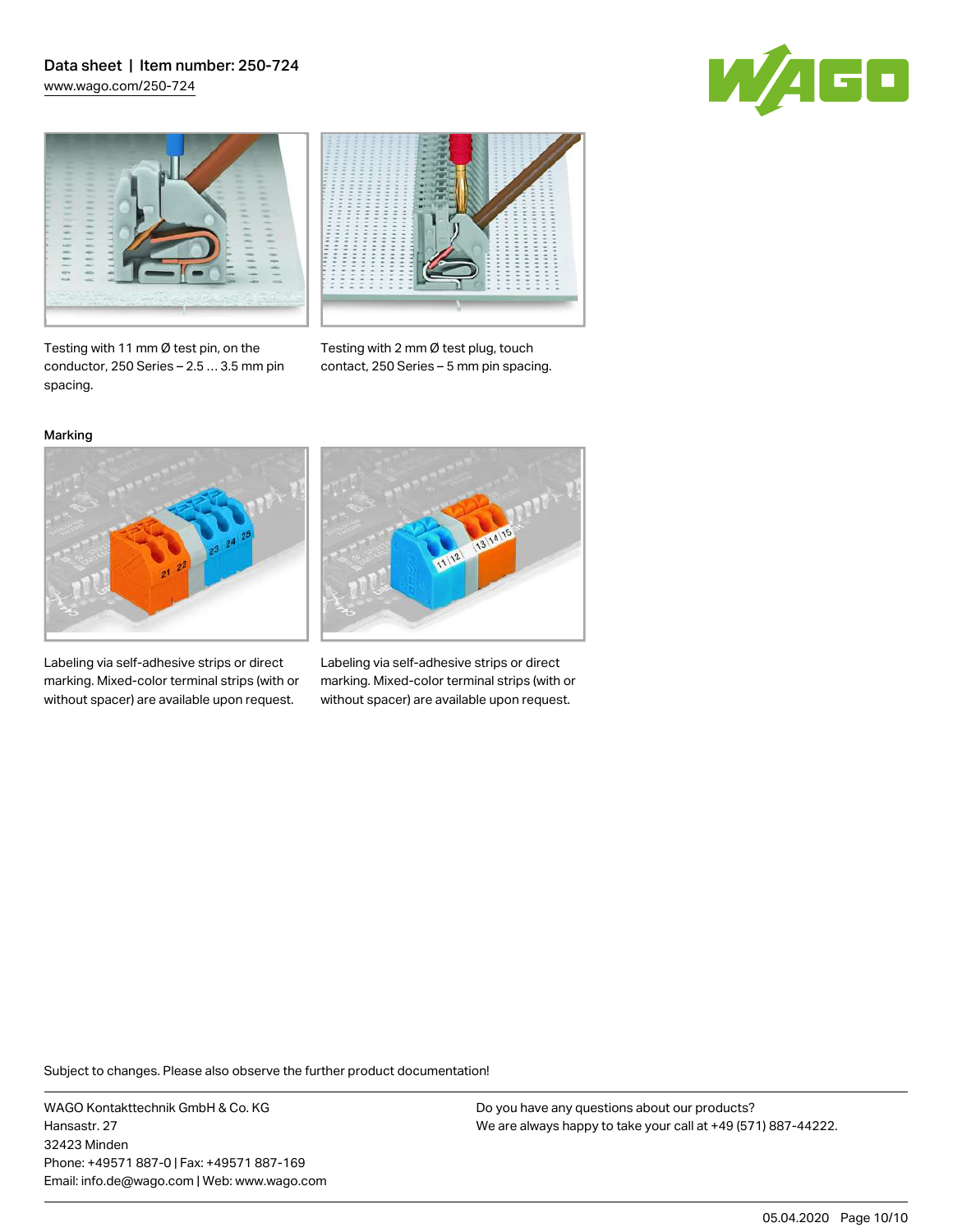Testing with 11 mm Ø test pin, on the conductor, 250 Series – 2.5 … 3.5 mm pin spacing.

Testing with 2 mm Ø test plug, touch contact, 250 Series – 5 mm pin spacing.

### Marking

Labeling via self-adhesive strips or direct marking. Mixed-color terminal strips (with or without spacer) are available upon request.

Labeling via self-adhesive strips or direct marking. Mixed-color terminal strips (with or without spacer) are available upon request.

Subject to changes. Please also observe the further product documentation!

WAGO Kontakttechnik GmbH & Co. KG
Hansastr. 27
32423 Minden
Phone: +49571 887-0 | Fax: +49571 887-169
Email: info.de@wago.com | Web: www.wago.com

Do you have any questions about our products?
We are always happy to take your call at +49 (571) 887-44222.

05.04.2020